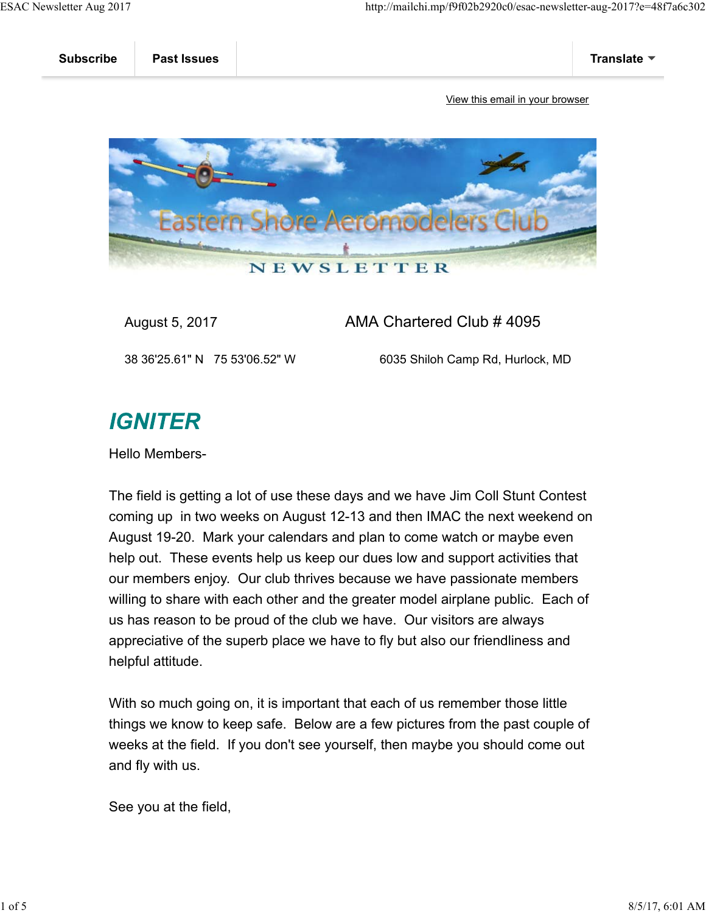Subscribe | Past Issues | Translate

View this email in your browser

Eastern Shore Aeromodelers Club

NEWSLETTER

August 5, 2017 AMA Chartered Club # 4095

38 36'25.61" N 75 53'06.52" W 6035 Shiloh Camp Rd, Hurlock, MD

## *IGNITER*

Hello Members-

The field is getting a lot of use these days and we have Jim Coll Stunt Contest coming up in two weeks on August 12-13 and then IMAC the next weekend on August 19-20. Mark your calendars and plan to come watch or maybe even help out. These events help us keep our dues low and support activities that our members enjoy. Our club thrives because we have passionate members willing to share with each other and the greater model airplane public. Each of us has reason to be proud of the club we have. Our visitors are always appreciative of the superb place we have to fly but also our friendliness and helpful attitude.

With so much going on, it is important that each of us remember those little things we know to keep safe. Below are a few pictures from the past couple of weeks at the field. If you don't see yourself, then maybe you should come out and fly with us.

See you at the field,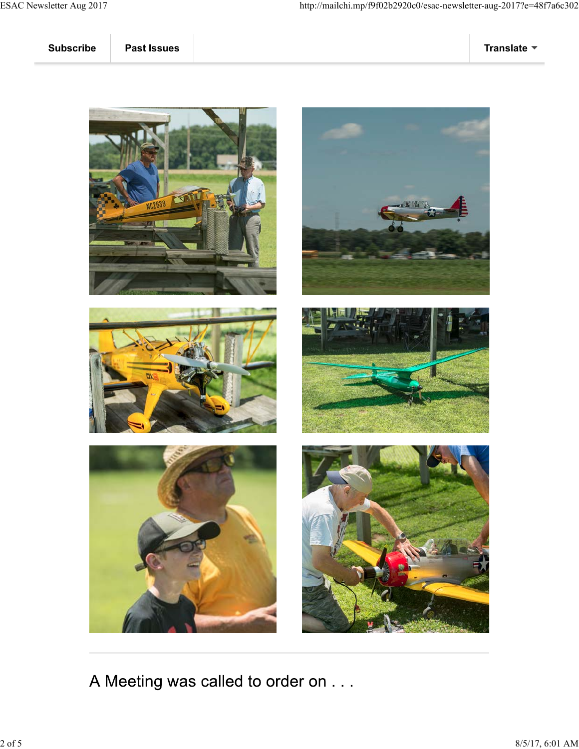Subscribe | Past Issues | Translate

A Meeting was called to order on . . .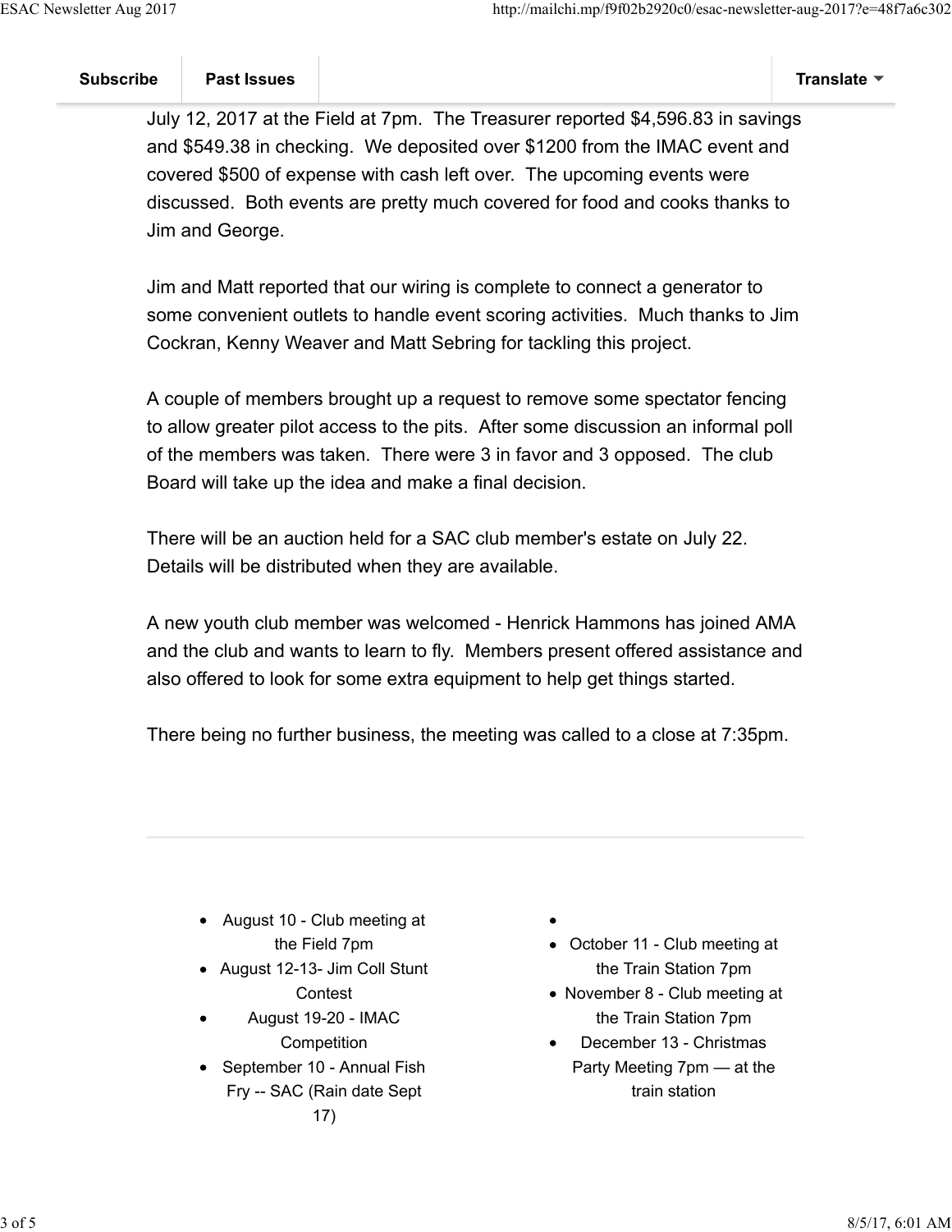July 12, 2017 at the Field at 7pm.  The Treasurer reported $4,596.83 in savings and $549.38 in checking.  We deposited over $1200 from the IMAC event and covered $500 of expense with cash left over.  The upcoming events were discussed.  Both events are pretty much covered for food and cooks thanks to Jim and George.

Jim and Matt reported that our wiring is complete to connect a generator to some convenient outlets to handle event scoring activities.  Much thanks to Jim Cockran, Kenny Weaver and Matt Sebring for tackling this project.

A couple of members brought up a request to remove some spectator fencing to allow greater pilot access to the pits.  After some discussion an informal poll of the members was taken.  There were 3 in favor and 3 opposed.  The club Board will take up the idea and make a final decision.

There will be an auction held for a SAC club member's estate on July 22.  Details will be distributed when they are available.

A new youth club member was welcomed - Henrick Hammons has joined AMA and the club and wants to learn to fly.  Members present offered assistance and also offered to look for some extra equipment to help get things started.

There being no further business, the meeting was called to a close at 7:35pm.

---

- August 10 - Club meeting at the Field 7pm
- August 12-13- Jim Coll Stunt Contest
- August 19-20 - IMAC Competition
- September 10 - Annual Fish Fry -- SAC (Rain date Sept 17)
- October 11 - Club meeting at the Train Station 7pm
- November 8 - Club meeting at the Train Station 7pm
- December 13 - Christmas Party Meeting 7pm — at the train station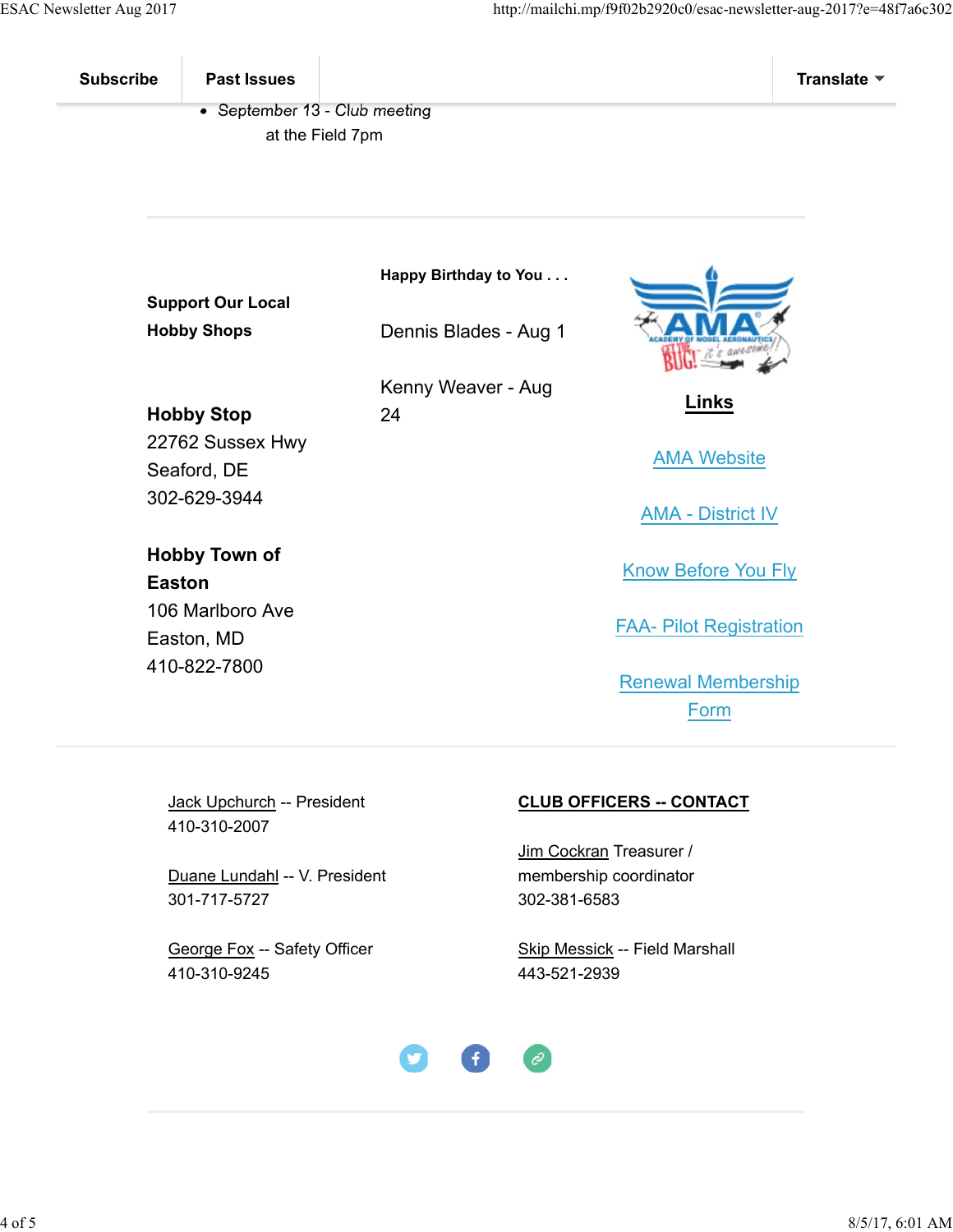Subscribe | Past Issues | Translate

- *September 13 - Club meeting*
  at the Field 7pm

---

**Support Our Local Hobby Shops**

**Hobby Stop**
22762 Sussex Hwy
Seaford, DE
302-629-3944

**Hobby Town of Easton**
106 Marlboro Ave
Easton, MD
410-822-7800

**Happy Birthday to You . . .**

Dennis Blades - Aug 1

Kenny Weaver - Aug 24

**Links**

AMA Website

AMA - District IV

Know Before You Fly

FAA- Pilot Registration

Renewal Membership Form

---

**CLUB OFFICERS -- CONTACT**

Jack Upchurch -- President
410-310-2007

Duane Lundahl -- V. President
301-717-5727

George Fox -- Safety Officer
410-310-9245

Jim Cockran Treasurer / membership coordinator
302-381-6583

Skip Messick -- Field Marshall
443-521-2939